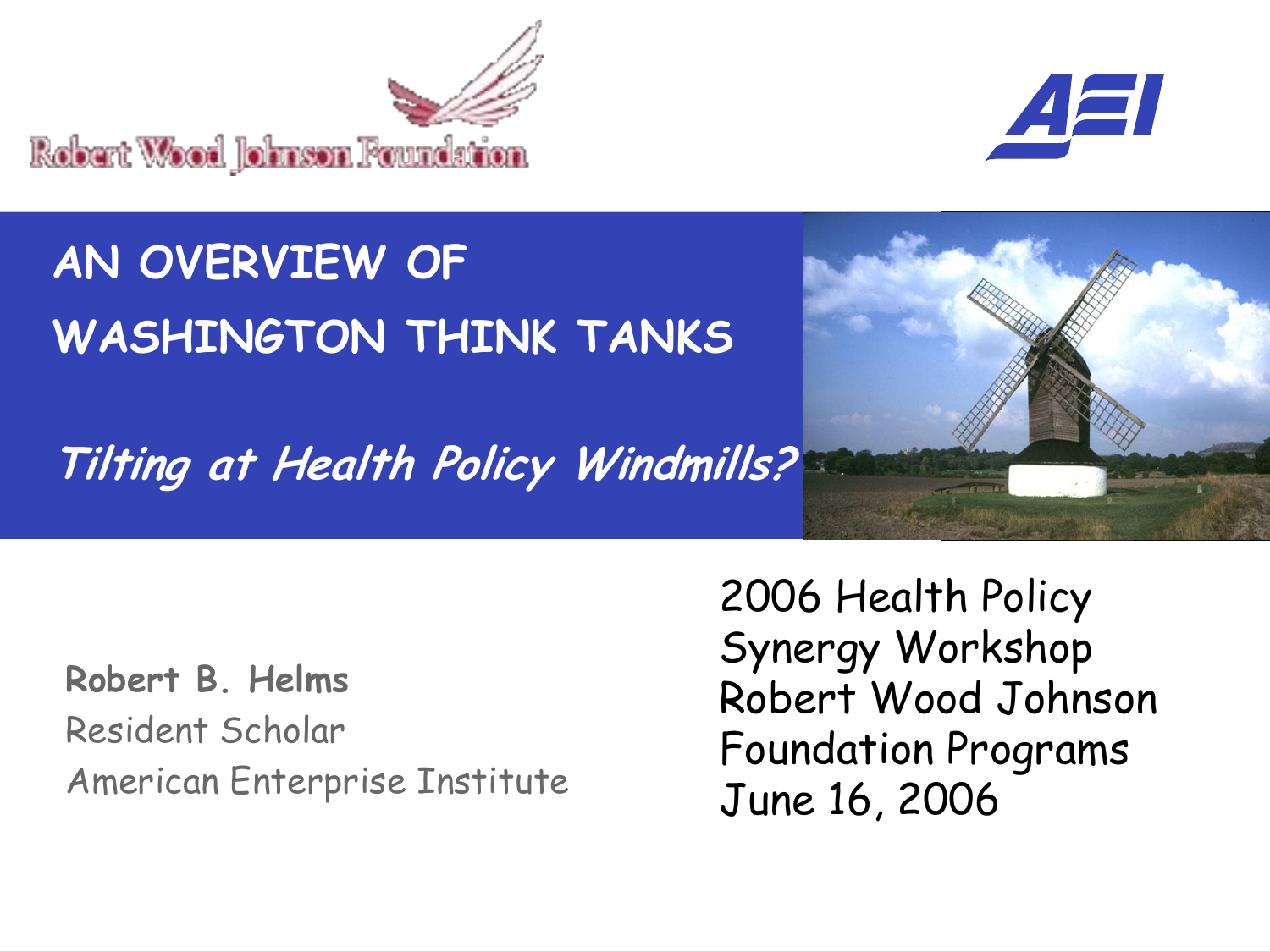Robert Wood Johnson Foundation

AEI

# AN OVERVIEW OF WASHINGTON THINK TANKS

## *Tilting at Health Policy Windmills?*

**Robert B. Helms**
Resident Scholar
American Enterprise Institute

2006 Health Policy Synergy Workshop
Robert Wood Johnson Foundation Programs
June 16, 2006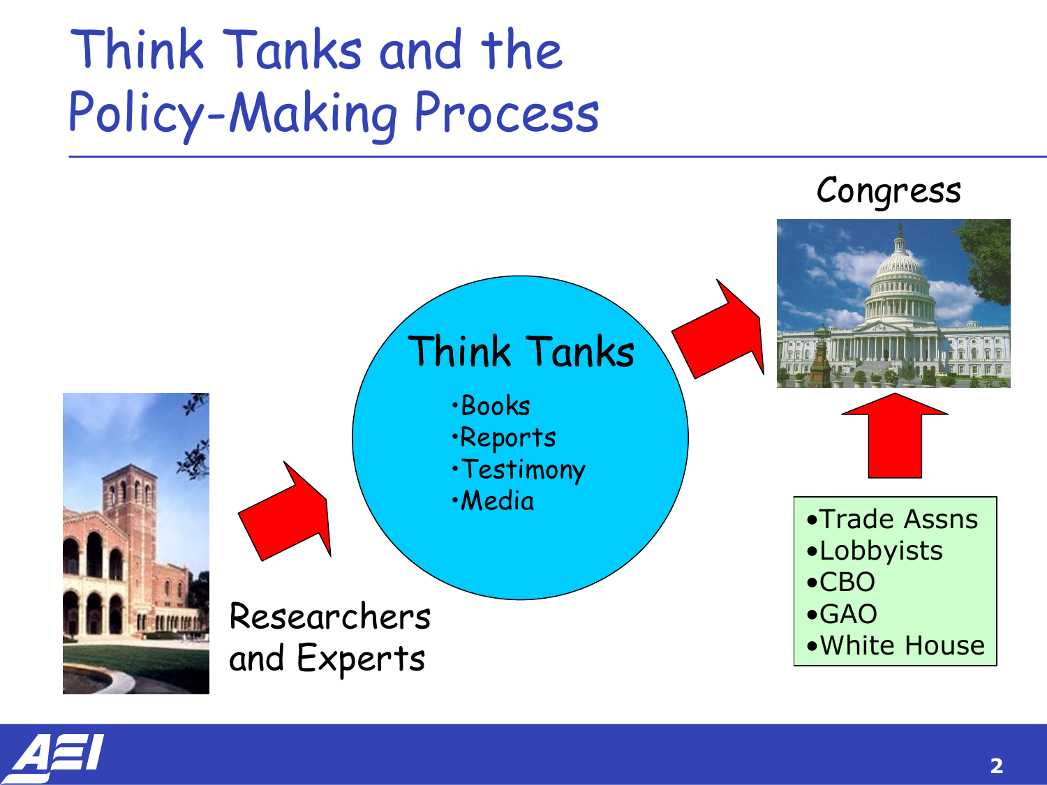# Think Tanks and the Policy-Making Process

Congress

Think Tanks

- Books
- Reports
- Testimony
- Media

Researchers and Experts

- Trade Assns
- Lobbyists
- CBO
- GAO
- White House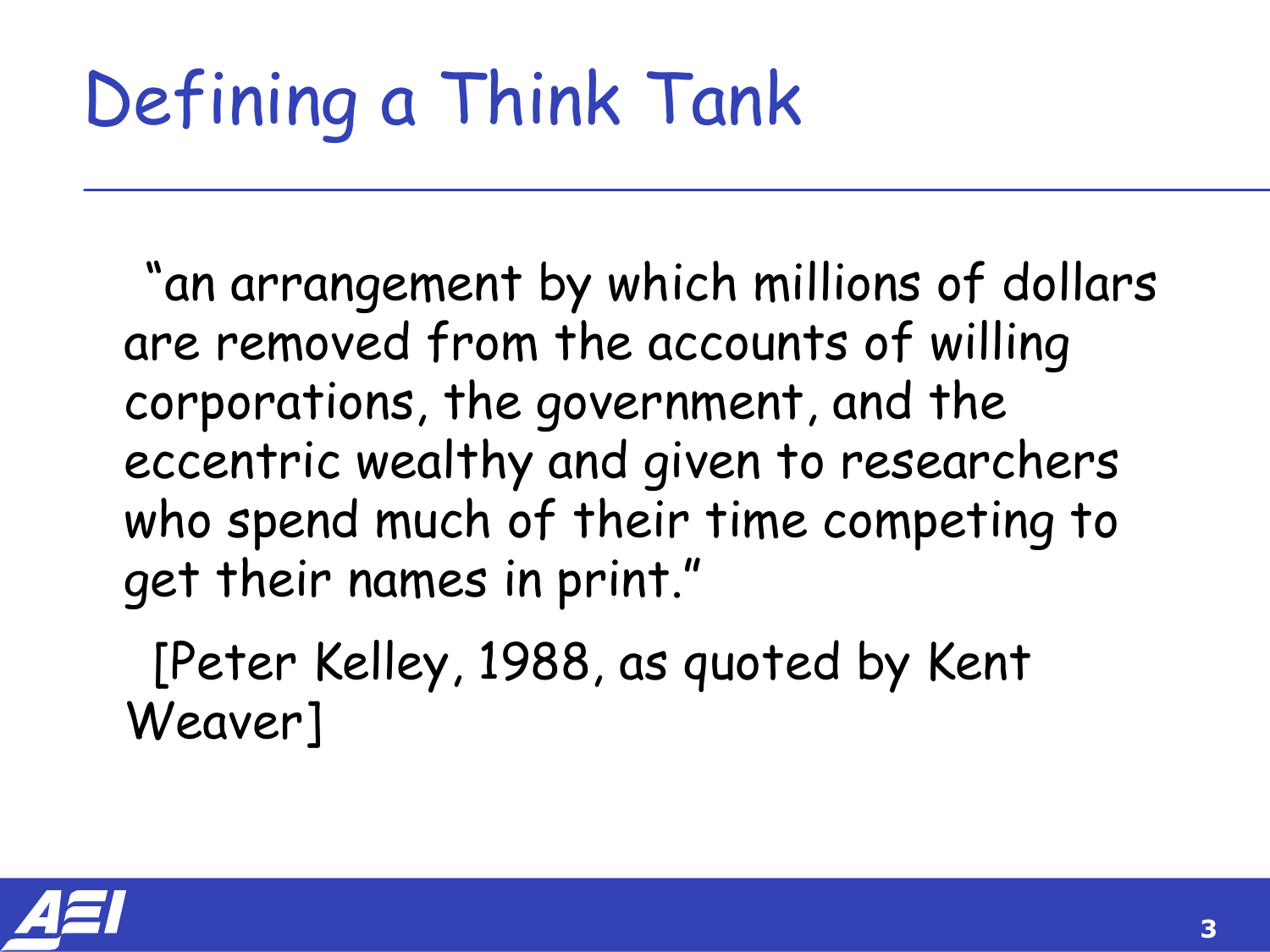# Defining a Think Tank

"an arrangement by which millions of dollars are removed from the accounts of willing corporations, the government, and the eccentric wealthy and given to researchers who spend much of their time competing to get their names in print."

[Peter Kelley, 1988, as quoted by Kent Weaver]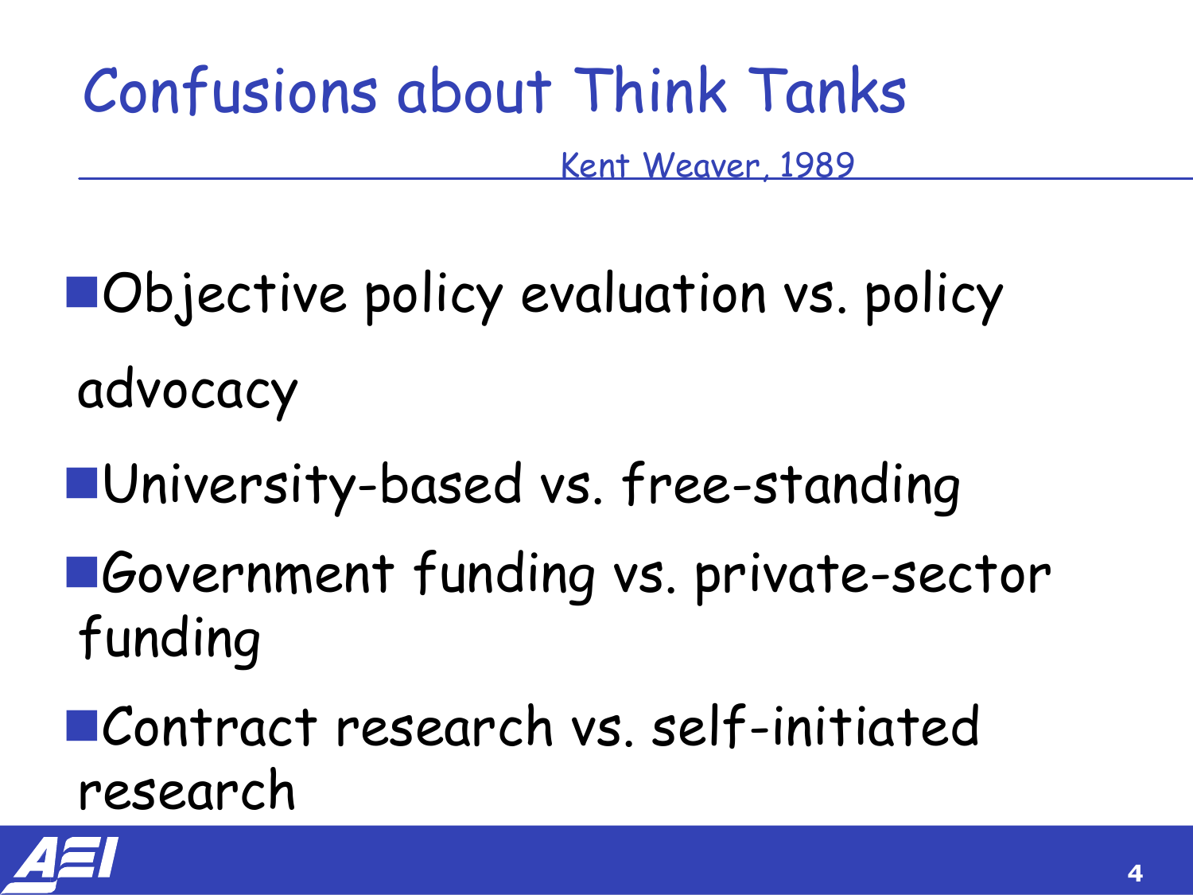# Confusions about Think Tanks

Kent Weaver, 1989

- Objective policy evaluation vs. policy advocacy
- University-based vs. free-standing
- Government funding vs. private-sector funding
- Contract research vs. self-initiated research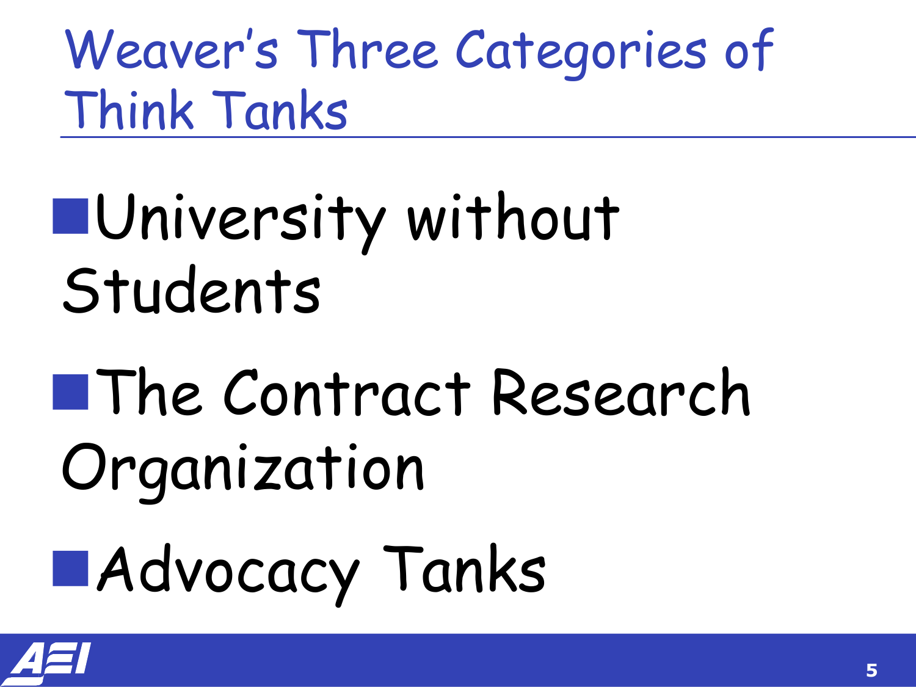# Weaver's Three Categories of Think Tanks

- University without Students
- The Contract Research Organization
- Advocacy Tanks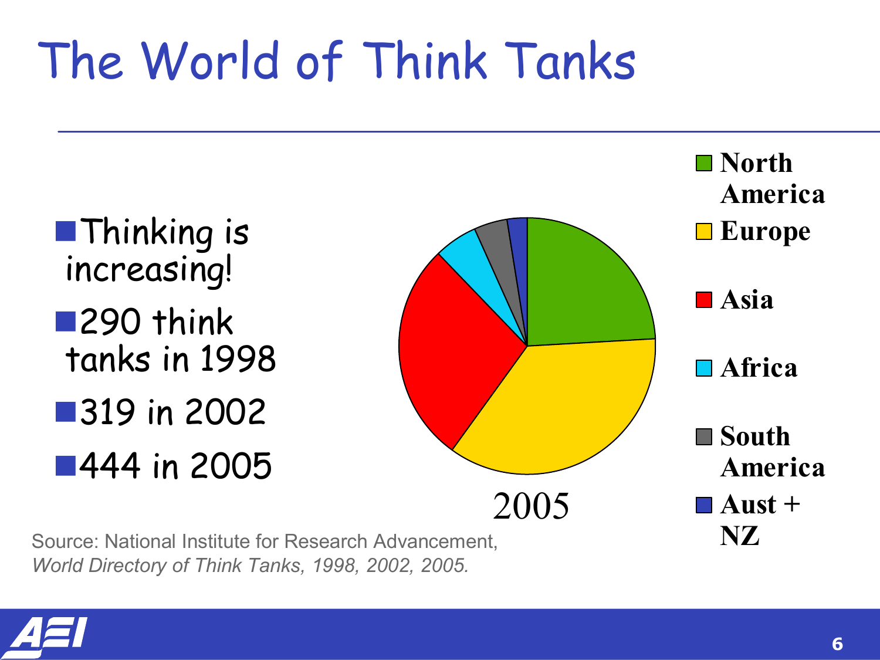# The World of Think Tanks

- Thinking is increasing!
- 290 think tanks in 1998
- 319 in 2002
- 444 in 2005

2005

- North America
- Europe
- Asia
- Africa
- South America
- Aust + NZ

Source: National Institute for Research Advancement, *World Directory of Think Tanks, 1998, 2002, 2005.*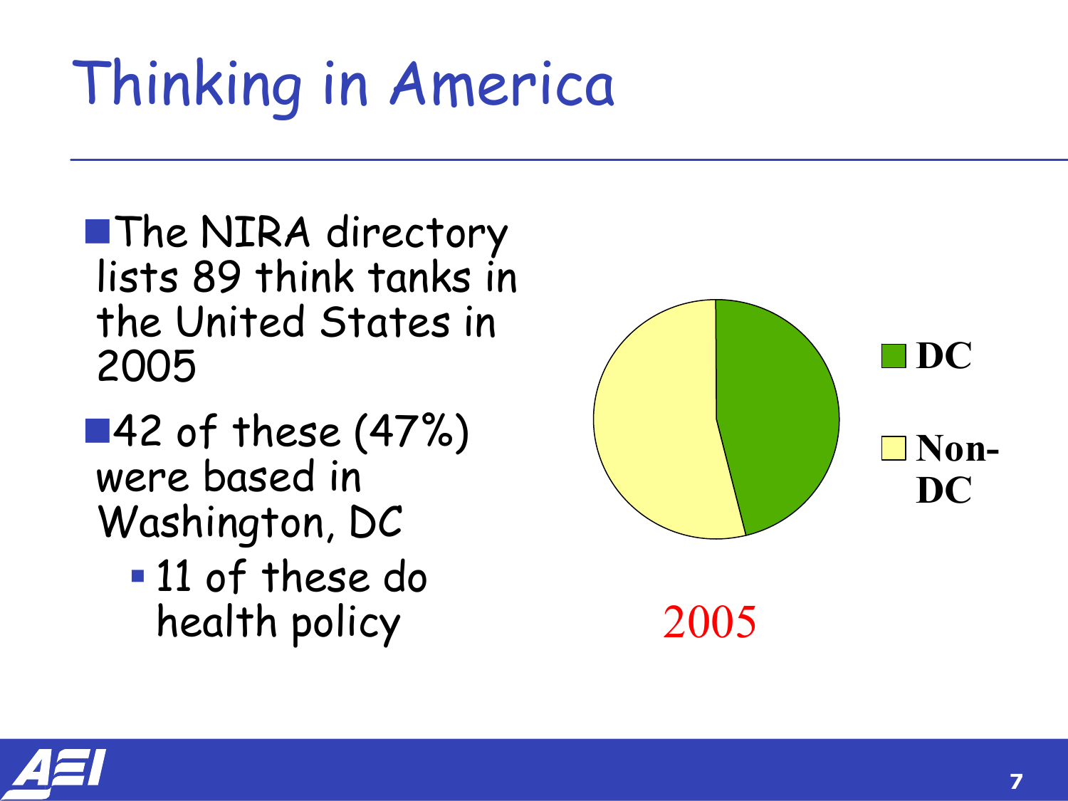# Thinking in America

- The NIRA directory lists 89 think tanks in the United States in 2005
- 42 of these (47%) were based in Washington, DC
  - 11 of these do health policy

DC

Non-DC

2005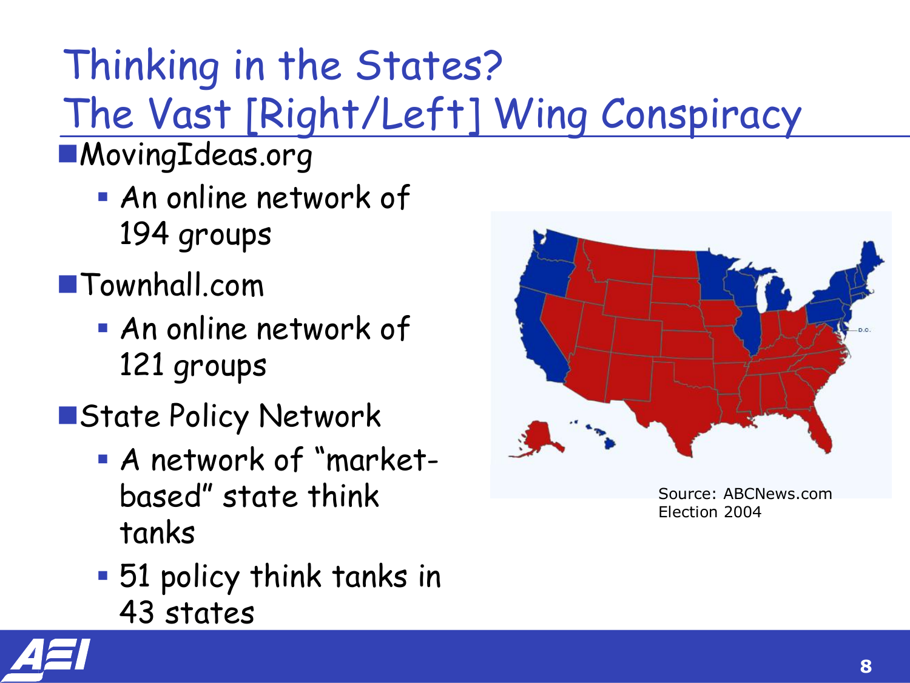# Thinking in the States?
# The Vast [Right/Left] Wing Conspiracy

- MovingIdeas.org
  - An online network of 194 groups
- Townhall.com
  - An online network of 121 groups
- State Policy Network
  - A network of "market-based" state think tanks
  - 51 policy think tanks in 43 states

Source: ABCNews.com Election 2004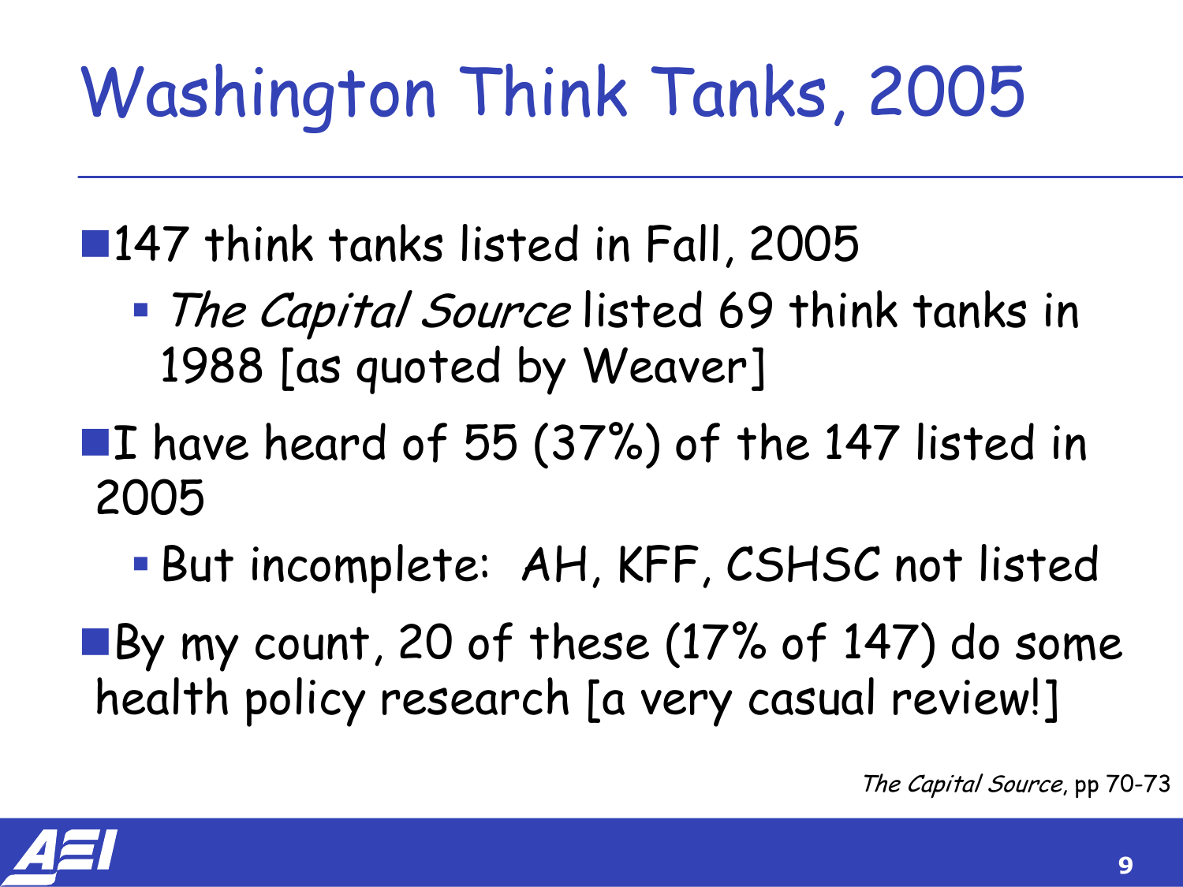# Washington Think Tanks, 2005

- 147 think tanks listed in Fall, 2005
  - *The Capital Source* listed 69 think tanks in 1988 [as quoted by Weaver]
- I have heard of 55 (37%) of the 147 listed in 2005
  - But incomplete: AH, KFF, CSHSC not listed
- By my count, 20 of these (17% of 147) do some health policy research [a very casual review!]

*The Capital Source*, pp 70-73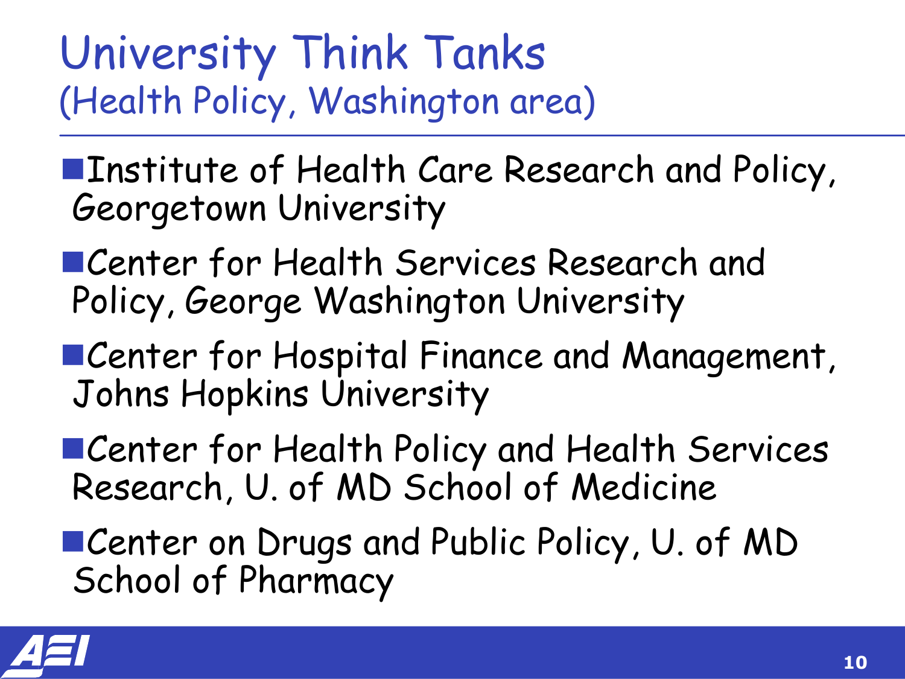# University Think Tanks
## (Health Policy, Washington area)

- Institute of Health Care Research and Policy, Georgetown University
- Center for Health Services Research and Policy, George Washington University
- Center for Hospital Finance and Management, Johns Hopkins University
- Center for Health Policy and Health Services Research, U. of MD School of Medicine
- Center on Drugs and Public Policy, U. of MD School of Pharmacy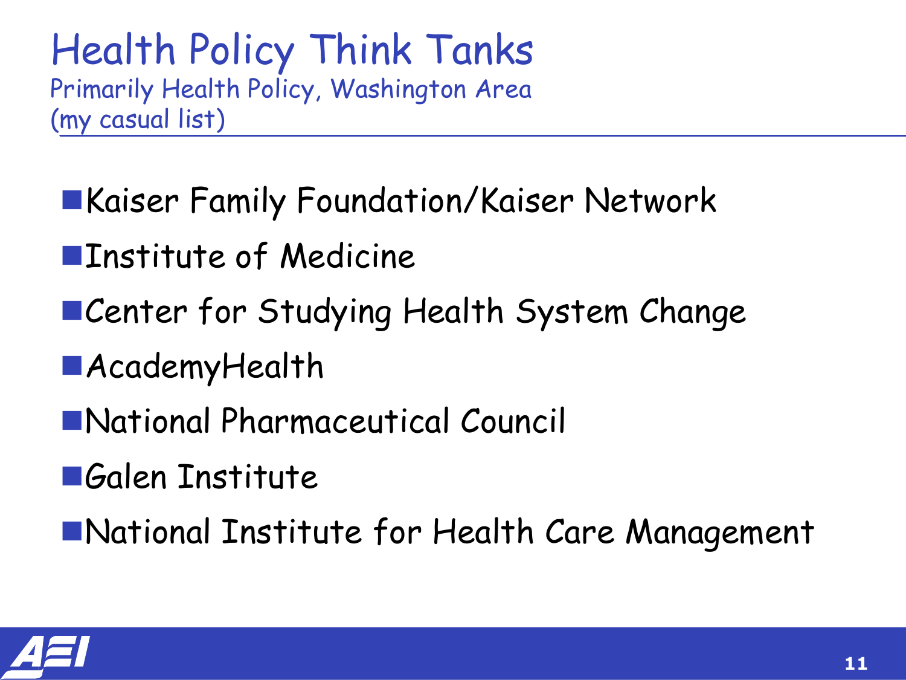# Health Policy Think Tanks

Primarily Health Policy, Washington Area
(my casual list)

- Kaiser Family Foundation/Kaiser Network
- Institute of Medicine
- Center for Studying Health System Change
- AcademyHealth
- National Pharmaceutical Council
- Galen Institute
- National Institute for Health Care Management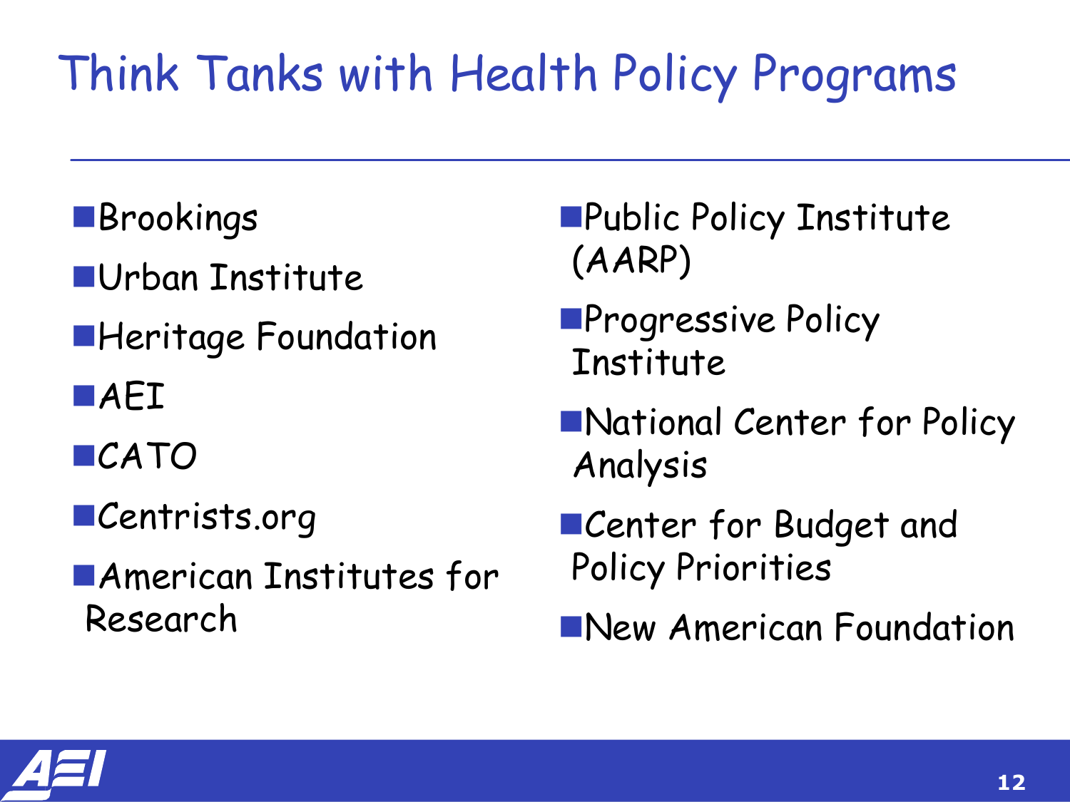# Think Tanks with Health Policy Programs

- Brookings
- Urban Institute
- Heritage Foundation
- AEI
- CATO
- Centrists.org
- American Institutes for Research
- Public Policy Institute (AARP)
- Progressive Policy Institute
- National Center for Policy Analysis
- Center for Budget and Policy Priorities
- New American Foundation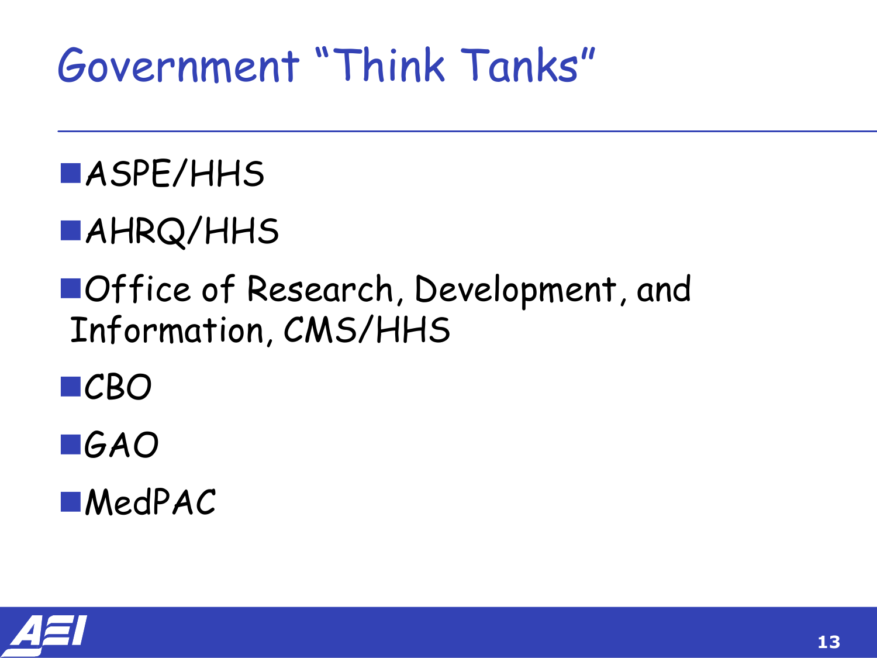# Government "Think Tanks"

- ASPE/HHS
- AHRQ/HHS
- Office of Research, Development, and Information, CMS/HHS
- CBO
- GAO
- MedPAC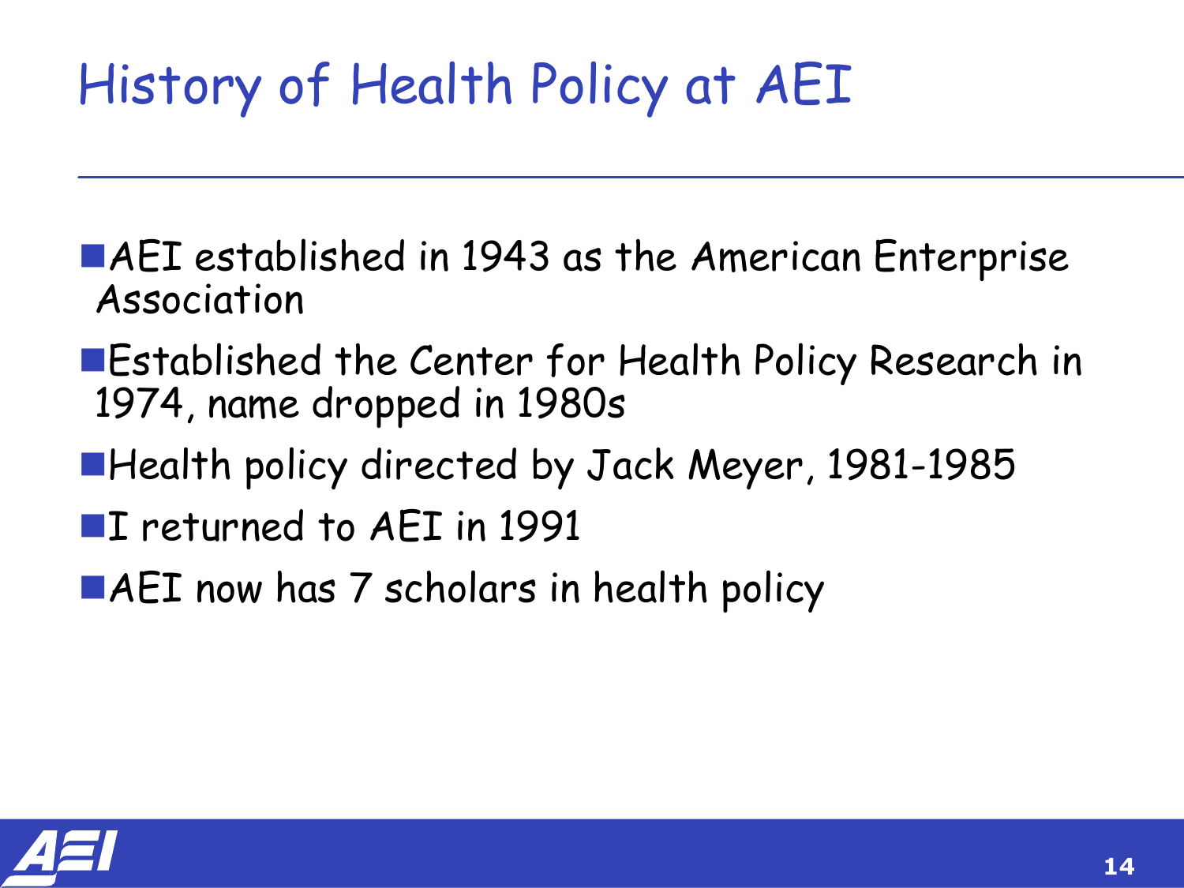# History of Health Policy at AEI

- AEI established in 1943 as the American Enterprise Association
- Established the Center for Health Policy Research in 1974, name dropped in 1980s
- Health policy directed by Jack Meyer, 1981-1985
- I returned to AEI in 1991
- AEI now has 7 scholars in health policy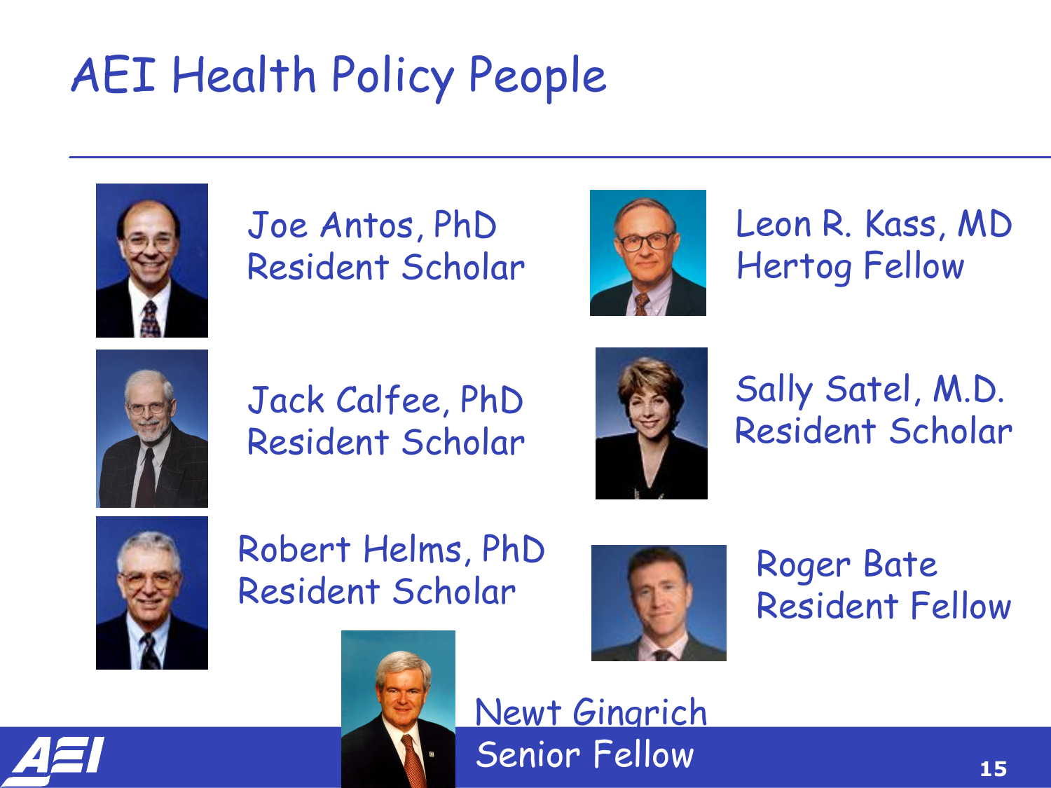# AEI Health Policy People

Joe Antos, PhD
Resident Scholar

Jack Calfee, PhD
Resident Scholar

Robert Helms, PhD
Resident Scholar

Leon R. Kass, MD
Hertog Fellow

Sally Satel, M.D.
Resident Scholar

Roger Bate
Resident Fellow

Newt Gingrich
Senior Fellow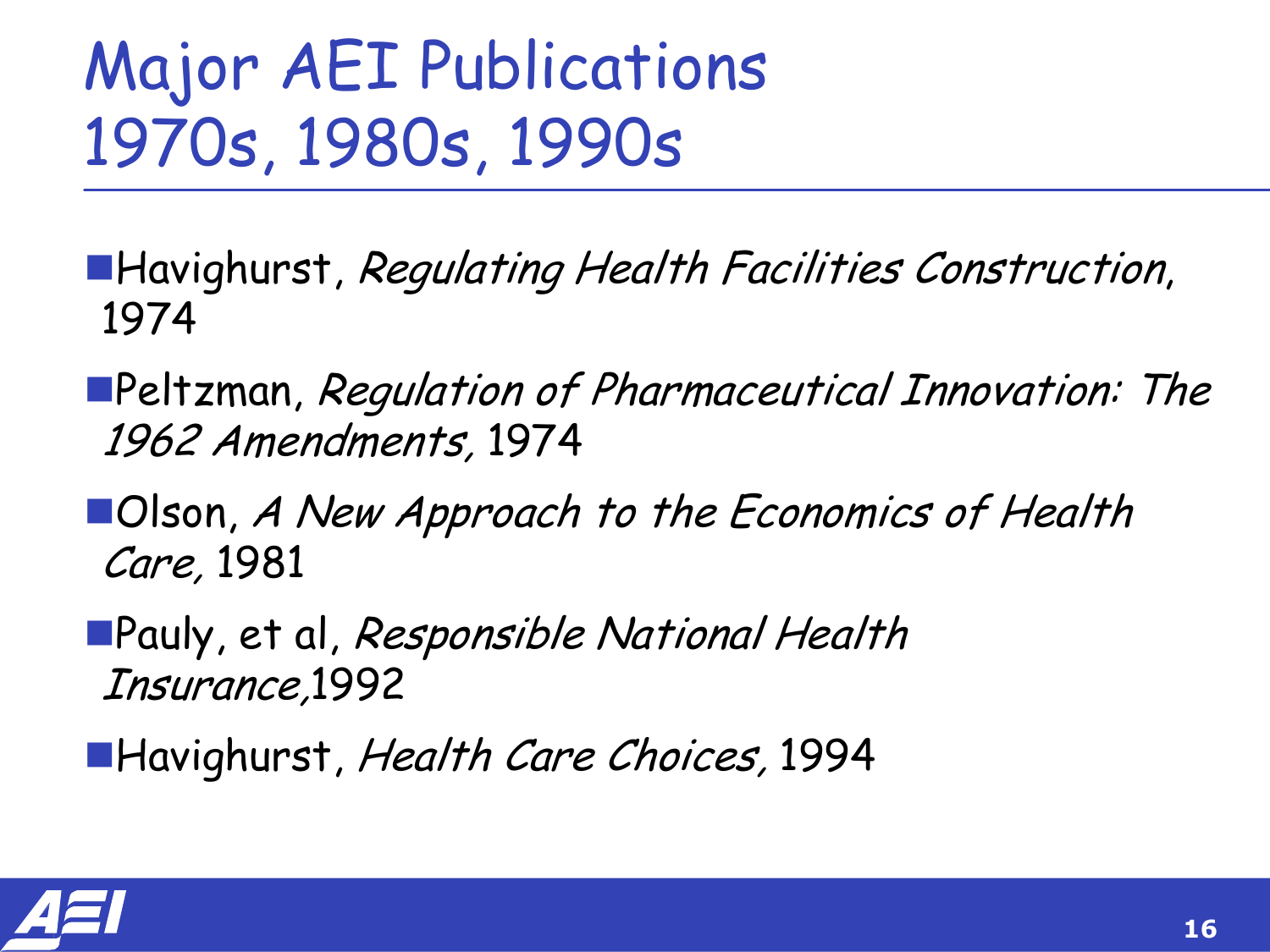# Major AEI Publications 1970s, 1980s, 1990s

- Havighurst, *Regulating Health Facilities Construction*, 1974
- Peltzman, *Regulation of Pharmaceutical Innovation: The 1962 Amendments,* 1974
- Olson, *A New Approach to the Economics of Health Care,* 1981
- Pauly, et al, *Responsible National Health Insurance,*1992
- Havighurst, *Health Care Choices,* 1994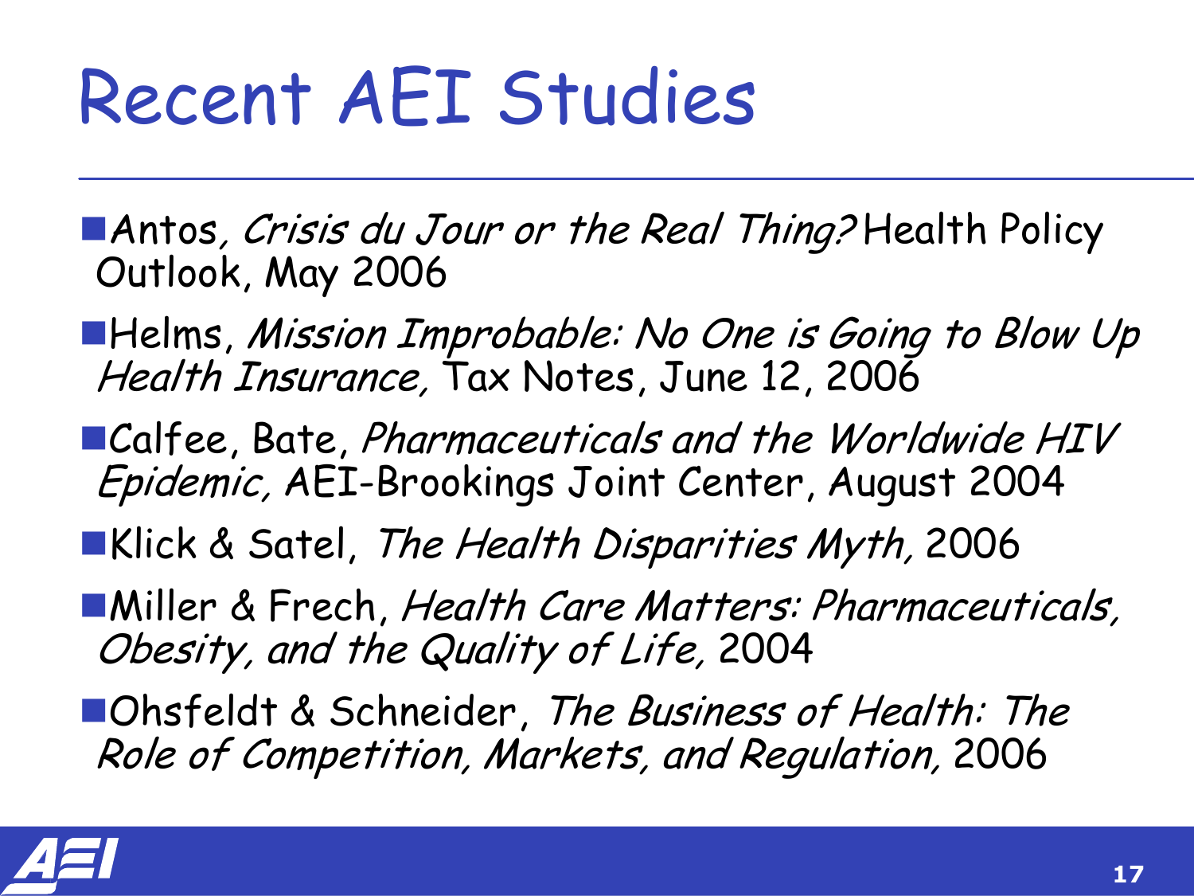# Recent AEI Studies

- Antos, *Crisis du Jour or the Real Thing?* Health Policy Outlook, May 2006
- Helms, *Mission Improbable: No One is Going to Blow Up Health Insurance,* Tax Notes, June 12, 2006
- Calfee, Bate, *Pharmaceuticals and the Worldwide HIV Epidemic,* AEI-Brookings Joint Center, August 2004
- Klick & Satel, *The Health Disparities Myth,* 2006
- Miller & Frech, *Health Care Matters: Pharmaceuticals, Obesity, and the Quality of Life,* 2004
- Ohsfeldt & Schneider, *The Business of Health: The Role of Competition, Markets, and Regulation,* 2006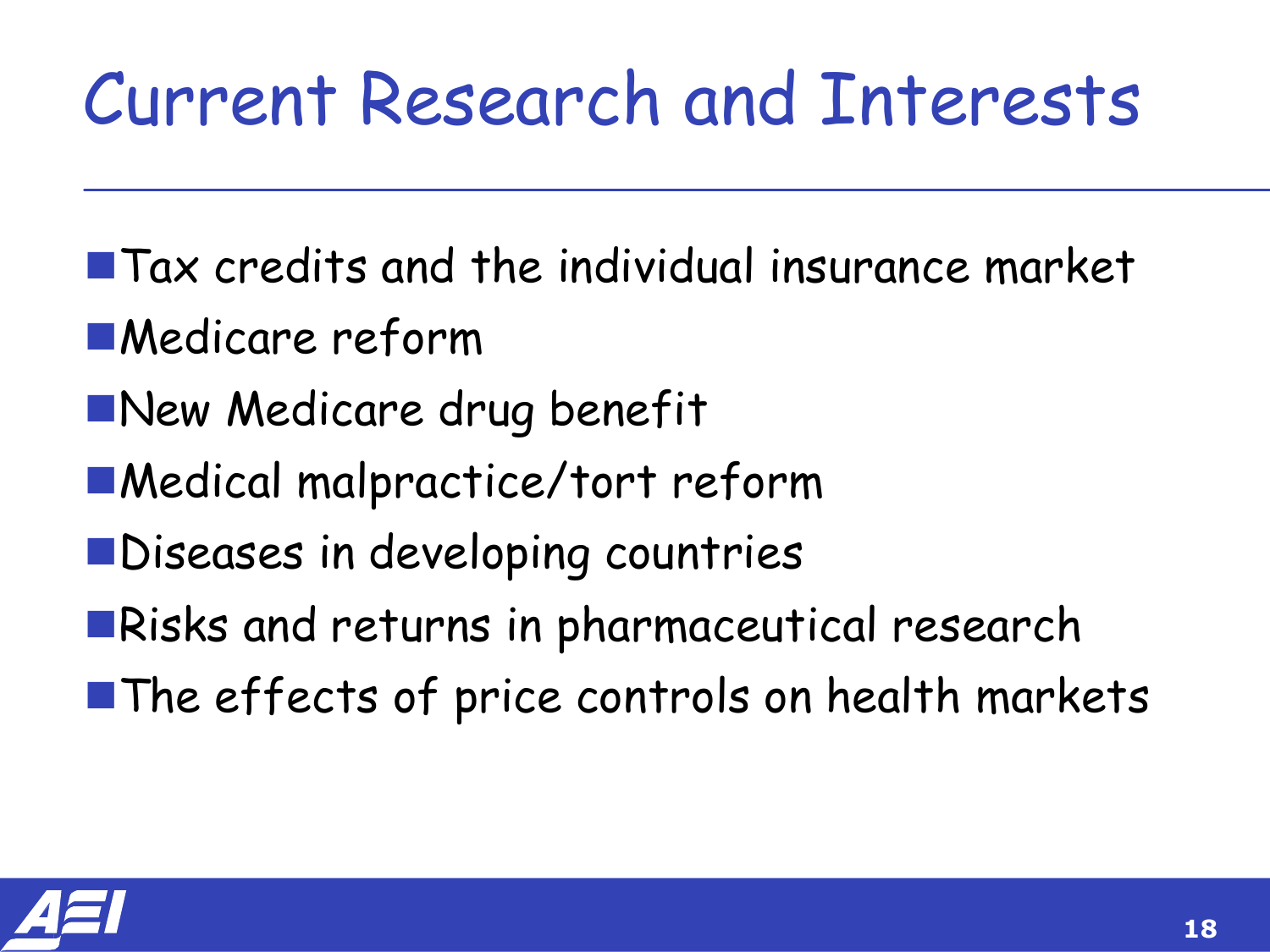# Current Research and Interests

- Tax credits and the individual insurance market
- Medicare reform
- New Medicare drug benefit
- Medical malpractice/tort reform
- Diseases in developing countries
- Risks and returns in pharmaceutical research
- The effects of price controls on health markets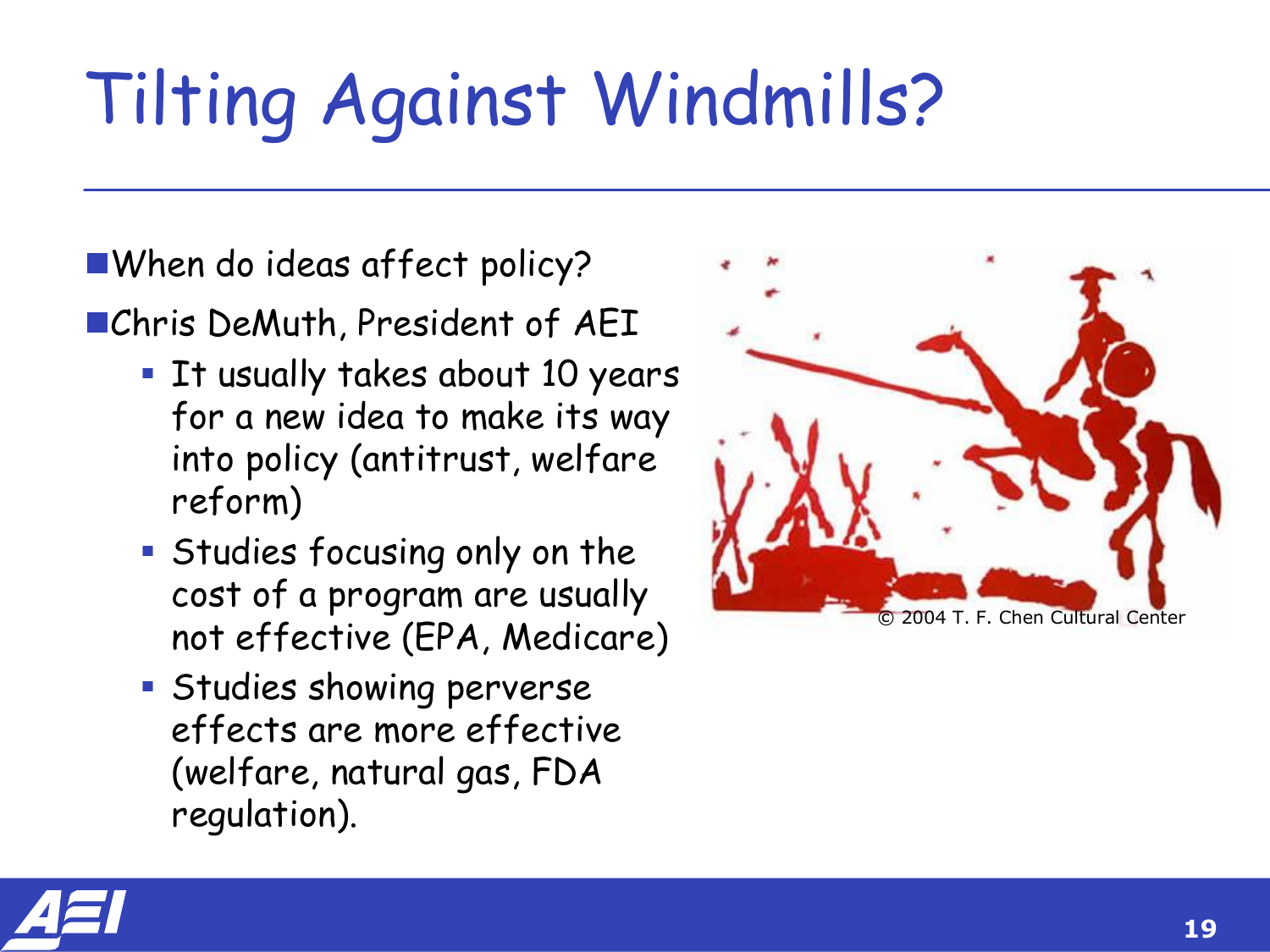# Tilting Against Windmills?

- When do ideas affect policy?
- Chris DeMuth, President of AEI
  - It usually takes about 10 years for a new idea to make its way into policy (antitrust, welfare reform)
  - Studies focusing only on the cost of a program are usually not effective (EPA, Medicare)
  - Studies showing perverse effects are more effective (welfare, natural gas, FDA regulation).

© 2004 T. F. Chen Cultural Center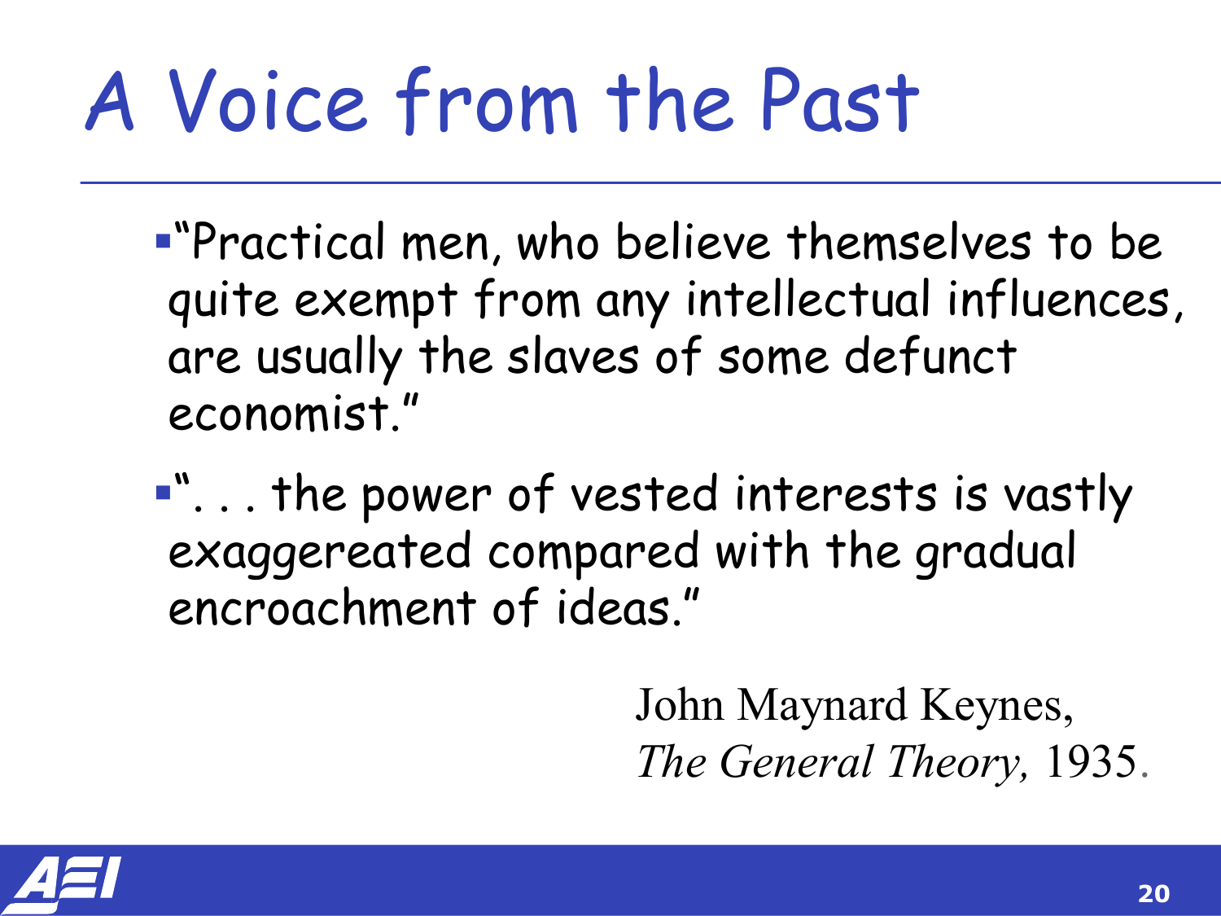# A Voice from the Past

- "Practical men, who believe themselves to be quite exempt from any intellectual influences, are usually the slaves of some defunct economist."
- ". . . the power of vested interests is vastly exaggereated compared with the gradual encroachment of ideas."

John Maynard Keynes,
*The General Theory,* 1935.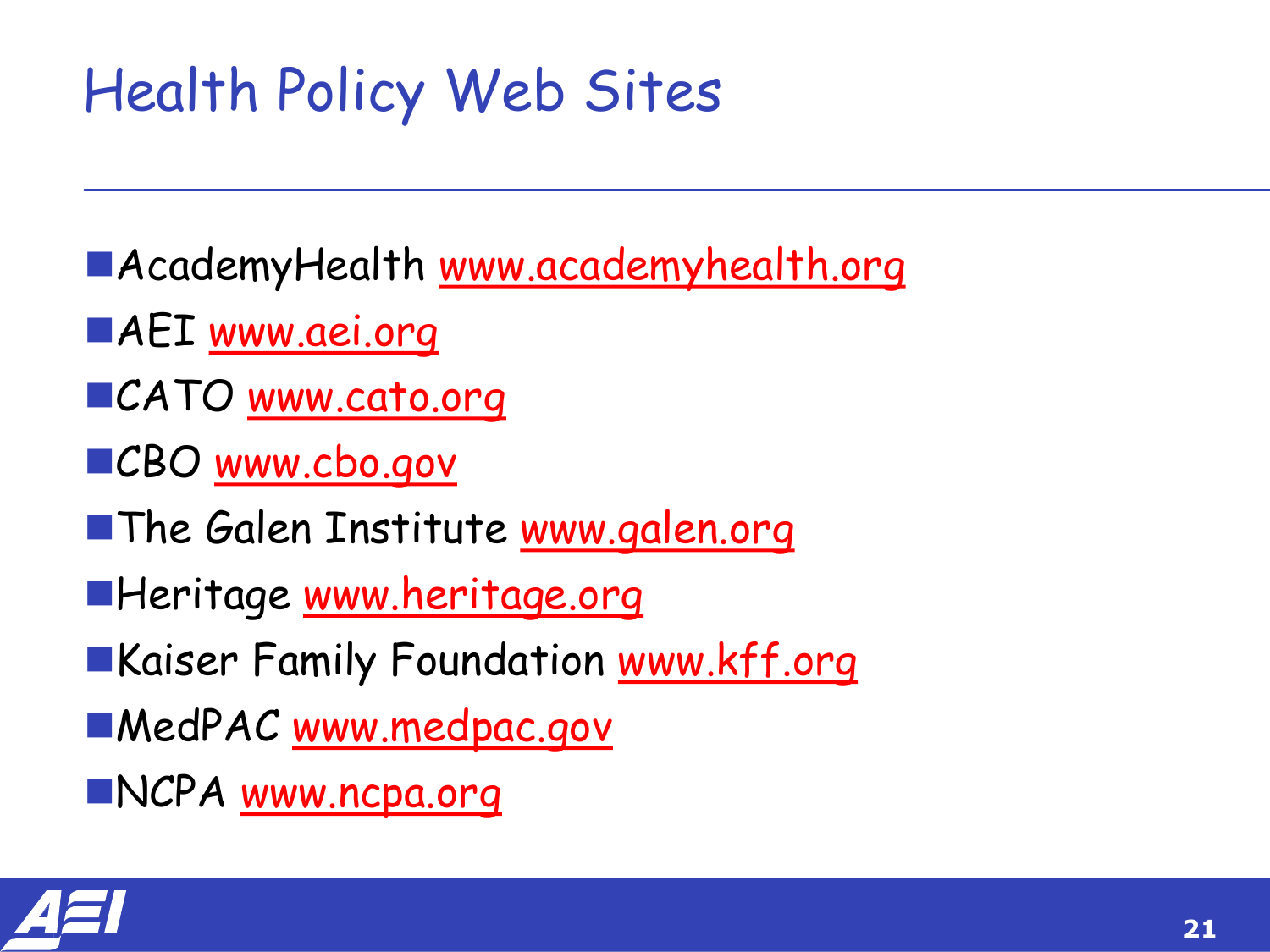# Health Policy Web Sites

- AcademyHealth www.academyhealth.org
- AEI www.aei.org
- CATO www.cato.org
- CBO www.cbo.gov
- The Galen Institute www.galen.org
- Heritage www.heritage.org
- Kaiser Family Foundation www.kff.org
- MedPAC www.medpac.gov
- NCPA www.ncpa.org